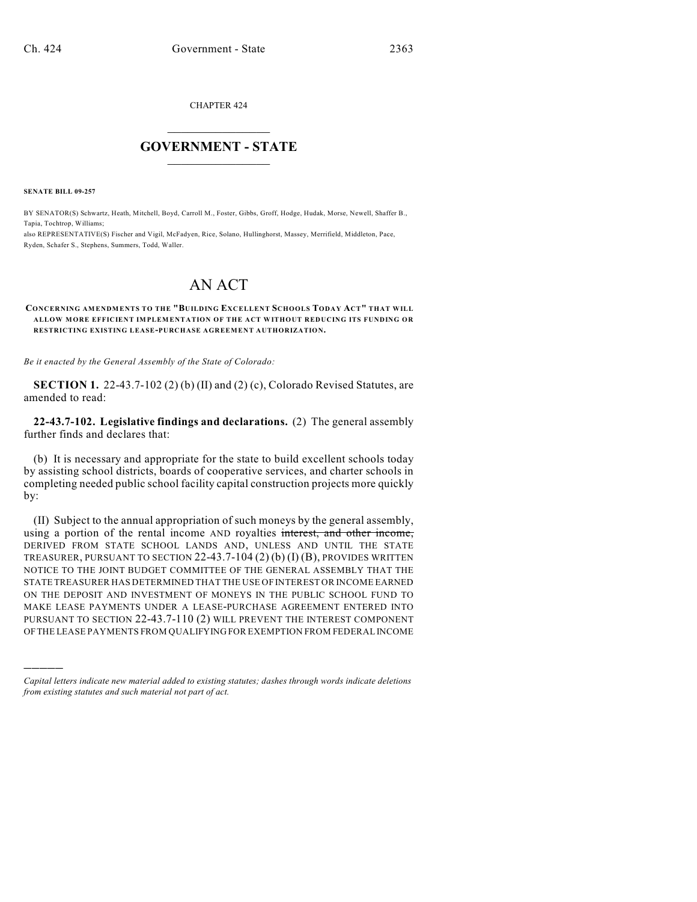CHAPTER 424

# GOVERNMENT - STATE

**SENATE BILL 09-257**

BY SENATOR(S) Schwartz, Heath, Mitchell, Boyd, Carroll M., Foster, Gibbs, Groff, Hodge, Hudak, Morse, Newell, Shaffer B., Tapia, Tochtrop, Williams;
also REPRESENTATIVE(S) Fischer and Vigil, McFadyen, Rice, Solano, Hullinghorst, Massey, Merrifield, Middleton, Pace, Ryden, Schafer S., Stephens, Summers, Todd, Waller.

# AN ACT

**CONCERNING AMENDMENTS TO THE "BUILDING EXCELLENT SCHOOLS TODAY ACT" THAT WILL ALLOW MORE EFFICIENT IMPLEMENTATION OF THE ACT WITHOUT REDUCING ITS FUNDING OR RESTRICTING EXISTING LEASE-PURCHASE AGREEMENT AUTHORIZATION.**

*Be it enacted by the General Assembly of the State of Colorado:*

**SECTION 1.** 22-43.7-102 (2) (b) (II) and (2) (c), Colorado Revised Statutes, are amended to read:

**22-43.7-102. Legislative findings and declarations.** (2) The general assembly further finds and declares that:

(b) It is necessary and appropriate for the state to build excellent schools today by assisting school districts, boards of cooperative services, and charter schools in completing needed public school facility capital construction projects more quickly by:

(II) Subject to the annual appropriation of such moneys by the general assembly, using a portion of the rental income AND royalties ~~interest, and other income,~~ DERIVED FROM STATE SCHOOL LANDS AND, UNLESS AND UNTIL THE STATE TREASURER, PURSUANT TO SECTION 22-43.7-104 (2) (b) (I) (B), PROVIDES WRITTEN NOTICE TO THE JOINT BUDGET COMMITTEE OF THE GENERAL ASSEMBLY THAT THE STATE TREASURER HAS DETERMINED THAT THE USE OF INTEREST OR INCOME EARNED ON THE DEPOSIT AND INVESTMENT OF MONEYS IN THE PUBLIC SCHOOL FUND TO MAKE LEASE PAYMENTS UNDER A LEASE-PURCHASE AGREEMENT ENTERED INTO PURSUANT TO SECTION 22-43.7-110 (2) WILL PREVENT THE INTEREST COMPONENT OF THE LEASE PAYMENTS FROM QUALIFYING FOR EXEMPTION FROM FEDERAL INCOME

*Capital letters indicate new material added to existing statutes; dashes through words indicate deletions from existing statutes and such material not part of act.*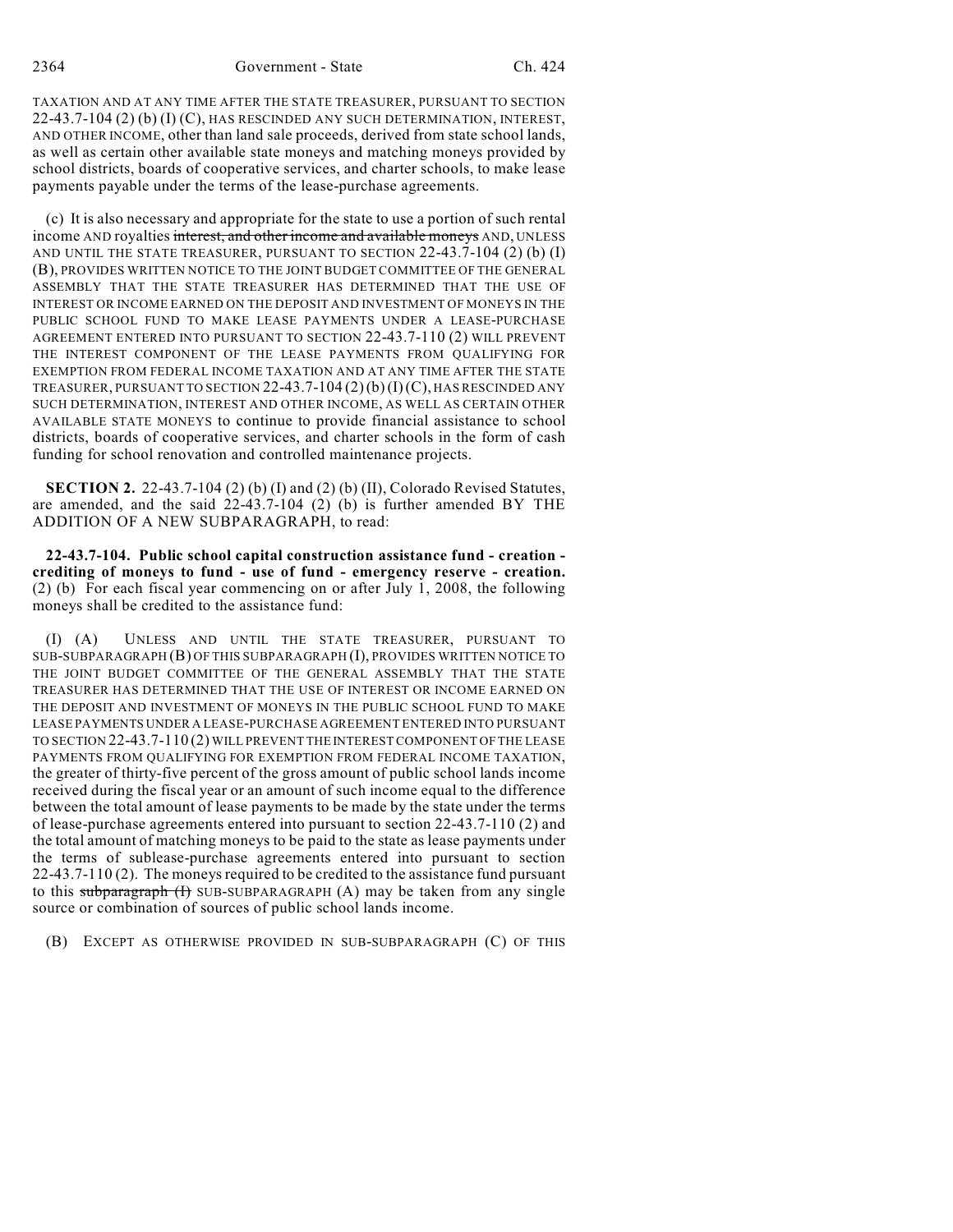TAXATION AND AT ANY TIME AFTER THE STATE TREASURER, PURSUANT TO SECTION 22-43.7-104 (2) (b) (I) (C), HAS RESCINDED ANY SUCH DETERMINATION, INTEREST, AND OTHER INCOME, other than land sale proceeds, derived from state school lands, as well as certain other available state moneys and matching moneys provided by school districts, boards of cooperative services, and charter schools, to make lease payments payable under the terms of the lease-purchase agreements.

(c) It is also necessary and appropriate for the state to use a portion of such rental income AND royalties ~~interest, and other income and available moneys~~ AND, UNLESS AND UNTIL THE STATE TREASURER, PURSUANT TO SECTION 22-43.7-104 (2) (b) (I) (B), PROVIDES WRITTEN NOTICE TO THE JOINT BUDGET COMMITTEE OF THE GENERAL ASSEMBLY THAT THE STATE TREASURER HAS DETERMINED THAT THE USE OF INTEREST OR INCOME EARNED ON THE DEPOSIT AND INVESTMENT OF MONEYS IN THE PUBLIC SCHOOL FUND TO MAKE LEASE PAYMENTS UNDER A LEASE-PURCHASE AGREEMENT ENTERED INTO PURSUANT TO SECTION 22-43.7-110 (2) WILL PREVENT THE INTEREST COMPONENT OF THE LEASE PAYMENTS FROM QUALIFYING FOR EXEMPTION FROM FEDERAL INCOME TAXATION AND AT ANY TIME AFTER THE STATE TREASURER, PURSUANT TO SECTION 22-43.7-104 (2) (b) (I) (C), HAS RESCINDED ANY SUCH DETERMINATION, INTEREST AND OTHER INCOME, AS WELL AS CERTAIN OTHER AVAILABLE STATE MONEYS to continue to provide financial assistance to school districts, boards of cooperative services, and charter schools in the form of cash funding for school renovation and controlled maintenance projects.

**SECTION 2.** 22-43.7-104 (2) (b) (I) and (2) (b) (II), Colorado Revised Statutes, are amended, and the said 22-43.7-104 (2) (b) is further amended BY THE ADDITION OF A NEW SUBPARAGRAPH, to read:

**22-43.7-104. Public school capital construction assistance fund - creation - crediting of moneys to fund - use of fund - emergency reserve - creation.** (2) (b) For each fiscal year commencing on or after July 1, 2008, the following moneys shall be credited to the assistance fund:

(I) (A) UNLESS AND UNTIL THE STATE TREASURER, PURSUANT TO SUB-SUBPARAGRAPH (B) OF THIS SUBPARAGRAPH (I), PROVIDES WRITTEN NOTICE TO THE JOINT BUDGET COMMITTEE OF THE GENERAL ASSEMBLY THAT THE STATE TREASURER HAS DETERMINED THAT THE USE OF INTEREST OR INCOME EARNED ON THE DEPOSIT AND INVESTMENT OF MONEYS IN THE PUBLIC SCHOOL FUND TO MAKE LEASE PAYMENTS UNDER A LEASE-PURCHASE AGREEMENT ENTERED INTO PURSUANT TO SECTION 22-43.7-110 (2) WILL PREVENT THE INTEREST COMPONENT OF THE LEASE PAYMENTS FROM QUALIFYING FOR EXEMPTION FROM FEDERAL INCOME TAXATION, the greater of thirty-five percent of the gross amount of public school lands income received during the fiscal year or an amount of such income equal to the difference between the total amount of lease payments to be made by the state under the terms of lease-purchase agreements entered into pursuant to section 22-43.7-110 (2) and the total amount of matching moneys to be paid to the state as lease payments under the terms of sublease-purchase agreements entered into pursuant to section 22-43.7-110 (2). The moneys required to be credited to the assistance fund pursuant to this ~~subparagraph (I)~~ SUB-SUBPARAGRAPH (A) may be taken from any single source or combination of sources of public school lands income.

(B) EXCEPT AS OTHERWISE PROVIDED IN SUB-SUBPARAGRAPH (C) OF THIS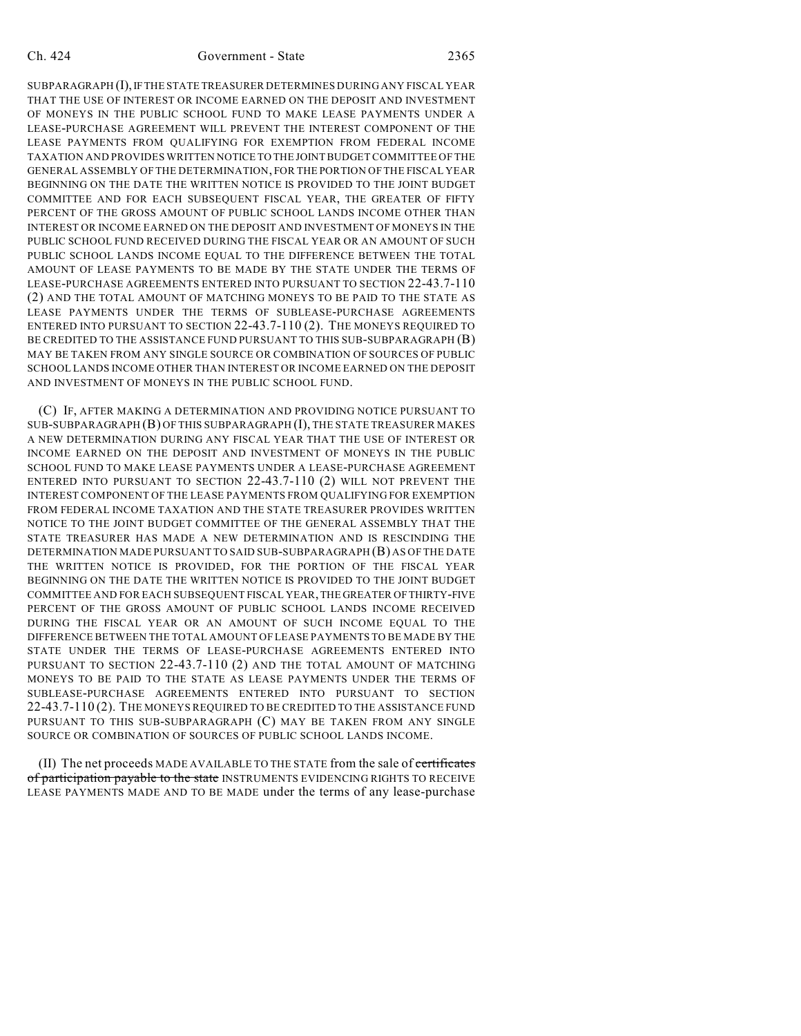SUBPARAGRAPH (I), IF THE STATE TREASURER DETERMINES DURING ANY FISCAL YEAR THAT THE USE OF INTEREST OR INCOME EARNED ON THE DEPOSIT AND INVESTMENT OF MONEYS IN THE PUBLIC SCHOOL FUND TO MAKE LEASE PAYMENTS UNDER A LEASE-PURCHASE AGREEMENT WILL PREVENT THE INTEREST COMPONENT OF THE LEASE PAYMENTS FROM QUALIFYING FOR EXEMPTION FROM FEDERAL INCOME TAXATION AND PROVIDES WRITTEN NOTICE TO THE JOINT BUDGET COMMITTEE OF THE GENERAL ASSEMBLY OF THE DETERMINATION, FOR THE PORTION OF THE FISCAL YEAR BEGINNING ON THE DATE THE WRITTEN NOTICE IS PROVIDED TO THE JOINT BUDGET COMMITTEE AND FOR EACH SUBSEQUENT FISCAL YEAR, THE GREATER OF FIFTY PERCENT OF THE GROSS AMOUNT OF PUBLIC SCHOOL LANDS INCOME OTHER THAN INTEREST OR INCOME EARNED ON THE DEPOSIT AND INVESTMENT OF MONEYS IN THE PUBLIC SCHOOL FUND RECEIVED DURING THE FISCAL YEAR OR AN AMOUNT OF SUCH PUBLIC SCHOOL LANDS INCOME EQUAL TO THE DIFFERENCE BETWEEN THE TOTAL AMOUNT OF LEASE PAYMENTS TO BE MADE BY THE STATE UNDER THE TERMS OF LEASE-PURCHASE AGREEMENTS ENTERED INTO PURSUANT TO SECTION 22-43.7-110 (2) AND THE TOTAL AMOUNT OF MATCHING MONEYS TO BE PAID TO THE STATE AS LEASE PAYMENTS UNDER THE TERMS OF SUBLEASE-PURCHASE AGREEMENTS ENTERED INTO PURSUANT TO SECTION 22-43.7-110 (2). THE MONEYS REQUIRED TO BE CREDITED TO THE ASSISTANCE FUND PURSUANT TO THIS SUB-SUBPARAGRAPH (B) MAY BE TAKEN FROM ANY SINGLE SOURCE OR COMBINATION OF SOURCES OF PUBLIC SCHOOL LANDS INCOME OTHER THAN INTEREST OR INCOME EARNED ON THE DEPOSIT AND INVESTMENT OF MONEYS IN THE PUBLIC SCHOOL FUND.

(C) IF, AFTER MAKING A DETERMINATION AND PROVIDING NOTICE PURSUANT TO SUB-SUBPARAGRAPH (B) OF THIS SUBPARAGRAPH (I), THE STATE TREASURER MAKES A NEW DETERMINATION DURING ANY FISCAL YEAR THAT THE USE OF INTEREST OR INCOME EARNED ON THE DEPOSIT AND INVESTMENT OF MONEYS IN THE PUBLIC SCHOOL FUND TO MAKE LEASE PAYMENTS UNDER A LEASE-PURCHASE AGREEMENT ENTERED INTO PURSUANT TO SECTION 22-43.7-110 (2) WILL NOT PREVENT THE INTEREST COMPONENT OF THE LEASE PAYMENTS FROM QUALIFYING FOR EXEMPTION FROM FEDERAL INCOME TAXATION AND THE STATE TREASURER PROVIDES WRITTEN NOTICE TO THE JOINT BUDGET COMMITTEE OF THE GENERAL ASSEMBLY THAT THE STATE TREASURER HAS MADE A NEW DETERMINATION AND IS RESCINDING THE DETERMINATION MADE PURSUANT TO SAID SUB-SUBPARAGRAPH (B) AS OF THE DATE THE WRITTEN NOTICE IS PROVIDED, FOR THE PORTION OF THE FISCAL YEAR BEGINNING ON THE DATE THE WRITTEN NOTICE IS PROVIDED TO THE JOINT BUDGET COMMITTEE AND FOR EACH SUBSEQUENT FISCAL YEAR, THE GREATER OF THIRTY-FIVE PERCENT OF THE GROSS AMOUNT OF PUBLIC SCHOOL LANDS INCOME RECEIVED DURING THE FISCAL YEAR OR AN AMOUNT OF SUCH INCOME EQUAL TO THE DIFFERENCE BETWEEN THE TOTAL AMOUNT OF LEASE PAYMENTS TO BE MADE BY THE STATE UNDER THE TERMS OF LEASE-PURCHASE AGREEMENTS ENTERED INTO PURSUANT TO SECTION 22-43.7-110 (2) AND THE TOTAL AMOUNT OF MATCHING MONEYS TO BE PAID TO THE STATE AS LEASE PAYMENTS UNDER THE TERMS OF SUBLEASE-PURCHASE AGREEMENTS ENTERED INTO PURSUANT TO SECTION 22-43.7-110 (2). THE MONEYS REQUIRED TO BE CREDITED TO THE ASSISTANCE FUND PURSUANT TO THIS SUB-SUBPARAGRAPH (C) MAY BE TAKEN FROM ANY SINGLE SOURCE OR COMBINATION OF SOURCES OF PUBLIC SCHOOL LANDS INCOME.

(II) The net proceeds MADE AVAILABLE TO THE STATE from the sale of ~~certificates of participation payable to the state~~ INSTRUMENTS EVIDENCING RIGHTS TO RECEIVE LEASE PAYMENTS MADE AND TO BE MADE under the terms of any lease-purchase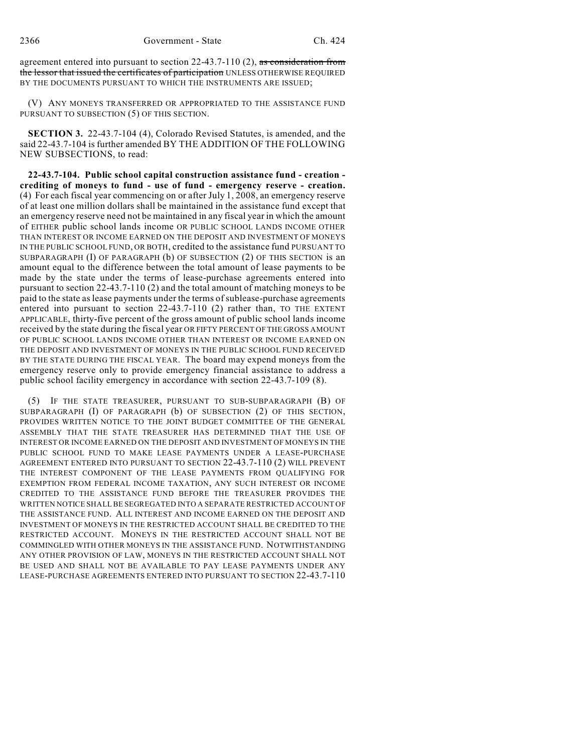agreement entered into pursuant to section 22-43.7-110 (2), ~~as consideration from the lessor that issued the certificates of participation~~ UNLESS OTHERWISE REQUIRED BY THE DOCUMENTS PURSUANT TO WHICH THE INSTRUMENTS ARE ISSUED;

(V) ANY MONEYS TRANSFERRED OR APPROPRIATED TO THE ASSISTANCE FUND PURSUANT TO SUBSECTION (5) OF THIS SECTION.

**SECTION 3.** 22-43.7-104 (4), Colorado Revised Statutes, is amended, and the said 22-43.7-104 is further amended BY THE ADDITION OF THE FOLLOWING NEW SUBSECTIONS, to read:

**22-43.7-104. Public school capital construction assistance fund - creation - crediting of moneys to fund - use of fund - emergency reserve - creation.** (4) For each fiscal year commencing on or after July 1, 2008, an emergency reserve of at least one million dollars shall be maintained in the assistance fund except that an emergency reserve need not be maintained in any fiscal year in which the amount of EITHER public school lands income OR PUBLIC SCHOOL LANDS INCOME OTHER THAN INTEREST OR INCOME EARNED ON THE DEPOSIT AND INVESTMENT OF MONEYS IN THE PUBLIC SCHOOL FUND, OR BOTH, credited to the assistance fund PURSUANT TO SUBPARAGRAPH (I) OF PARAGRAPH (b) OF SUBSECTION (2) OF THIS SECTION is an amount equal to the difference between the total amount of lease payments to be made by the state under the terms of lease-purchase agreements entered into pursuant to section 22-43.7-110 (2) and the total amount of matching moneys to be paid to the state as lease payments under the terms of sublease-purchase agreements entered into pursuant to section 22-43.7-110 (2) rather than, TO THE EXTENT APPLICABLE, thirty-five percent of the gross amount of public school lands income received by the state during the fiscal year OR FIFTY PERCENT OF THE GROSS AMOUNT OF PUBLIC SCHOOL LANDS INCOME OTHER THAN INTEREST OR INCOME EARNED ON THE DEPOSIT AND INVESTMENT OF MONEYS IN THE PUBLIC SCHOOL FUND RECEIVED BY THE STATE DURING THE FISCAL YEAR. The board may expend moneys from the emergency reserve only to provide emergency financial assistance to address a public school facility emergency in accordance with section 22-43.7-109 (8).

(5) IF THE STATE TREASURER, PURSUANT TO SUB-SUBPARAGRAPH (B) OF SUBPARAGRAPH (I) OF PARAGRAPH (b) OF SUBSECTION (2) OF THIS SECTION, PROVIDES WRITTEN NOTICE TO THE JOINT BUDGET COMMITTEE OF THE GENERAL ASSEMBLY THAT THE STATE TREASURER HAS DETERMINED THAT THE USE OF INTEREST OR INCOME EARNED ON THE DEPOSIT AND INVESTMENT OF MONEYS IN THE PUBLIC SCHOOL FUND TO MAKE LEASE PAYMENTS UNDER A LEASE-PURCHASE AGREEMENT ENTERED INTO PURSUANT TO SECTION 22-43.7-110 (2) WILL PREVENT THE INTEREST COMPONENT OF THE LEASE PAYMENTS FROM QUALIFYING FOR EXEMPTION FROM FEDERAL INCOME TAXATION, ANY SUCH INTEREST OR INCOME CREDITED TO THE ASSISTANCE FUND BEFORE THE TREASURER PROVIDES THE WRITTEN NOTICE SHALL BE SEGREGATED INTO A SEPARATE RESTRICTED ACCOUNT OF THE ASSISTANCE FUND. ALL INTEREST AND INCOME EARNED ON THE DEPOSIT AND INVESTMENT OF MONEYS IN THE RESTRICTED ACCOUNT SHALL BE CREDITED TO THE RESTRICTED ACCOUNT. MONEYS IN THE RESTRICTED ACCOUNT SHALL NOT BE COMMINGLED WITH OTHER MONEYS IN THE ASSISTANCE FUND. NOTWITHSTANDING ANY OTHER PROVISION OF LAW, MONEYS IN THE RESTRICTED ACCOUNT SHALL NOT BE USED AND SHALL NOT BE AVAILABLE TO PAY LEASE PAYMENTS UNDER ANY LEASE-PURCHASE AGREEMENTS ENTERED INTO PURSUANT TO SECTION 22-43.7-110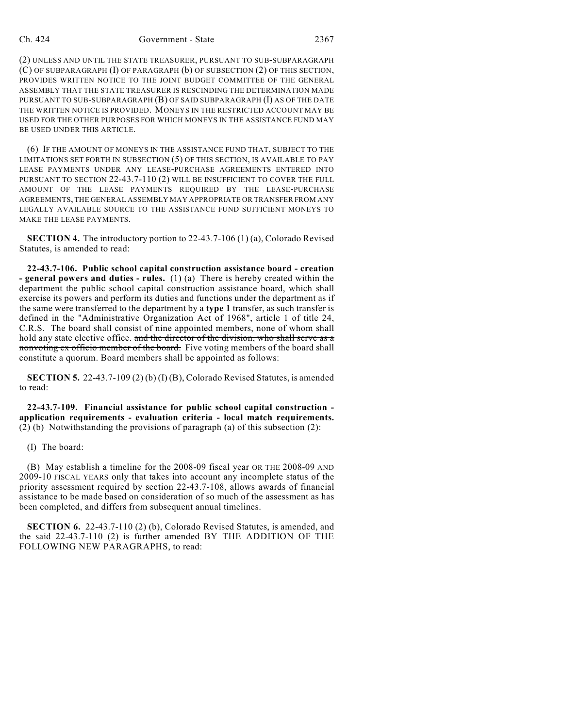(2) UNLESS AND UNTIL THE STATE TREASURER, PURSUANT TO SUB-SUBPARAGRAPH (C) OF SUBPARAGRAPH (I) OF PARAGRAPH (b) OF SUBSECTION (2) OF THIS SECTION, PROVIDES WRITTEN NOTICE TO THE JOINT BUDGET COMMITTEE OF THE GENERAL ASSEMBLY THAT THE STATE TREASURER IS RESCINDING THE DETERMINATION MADE PURSUANT TO SUB-SUBPARAGRAPH (B) OF SAID SUBPARAGRAPH (I) AS OF THE DATE THE WRITTEN NOTICE IS PROVIDED. MONEYS IN THE RESTRICTED ACCOUNT MAY BE USED FOR THE OTHER PURPOSES FOR WHICH MONEYS IN THE ASSISTANCE FUND MAY BE USED UNDER THIS ARTICLE.

(6) IF THE AMOUNT OF MONEYS IN THE ASSISTANCE FUND THAT, SUBJECT TO THE LIMITATIONS SET FORTH IN SUBSECTION (5) OF THIS SECTION, IS AVAILABLE TO PAY LEASE PAYMENTS UNDER ANY LEASE-PURCHASE AGREEMENTS ENTERED INTO PURSUANT TO SECTION 22-43.7-110 (2) WILL BE INSUFFICIENT TO COVER THE FULL AMOUNT OF THE LEASE PAYMENTS REQUIRED BY THE LEASE-PURCHASE AGREEMENTS, THE GENERAL ASSEMBLY MAY APPROPRIATE OR TRANSFER FROM ANY LEGALLY AVAILABLE SOURCE TO THE ASSISTANCE FUND SUFFICIENT MONEYS TO MAKE THE LEASE PAYMENTS.

**SECTION 4.** The introductory portion to 22-43.7-106 (1) (a), Colorado Revised Statutes, is amended to read:

**22-43.7-106. Public school capital construction assistance board - creation - general powers and duties - rules.** (1) (a) There is hereby created within the department the public school capital construction assistance board, which shall exercise its powers and perform its duties and functions under the department as if the same were transferred to the department by a **type 1** transfer, as such transfer is defined in the "Administrative Organization Act of 1968", article 1 of title 24, C.R.S. The board shall consist of nine appointed members, none of whom shall hold any state elective office. ~~and the director of the division, who shall serve as a nonvoting ex officio member of the board.~~ Five voting members of the board shall constitute a quorum. Board members shall be appointed as follows:

**SECTION 5.** 22-43.7-109 (2) (b) (I) (B), Colorado Revised Statutes, is amended to read:

**22-43.7-109. Financial assistance for public school capital construction - application requirements - evaluation criteria - local match requirements.** (2) (b) Notwithstanding the provisions of paragraph (a) of this subsection (2):

(I) The board:

(B) May establish a timeline for the 2008-09 fiscal year OR THE 2008-09 AND 2009-10 FISCAL YEARS only that takes into account any incomplete status of the priority assessment required by section 22-43.7-108, allows awards of financial assistance to be made based on consideration of so much of the assessment as has been completed, and differs from subsequent annual timelines.

**SECTION 6.** 22-43.7-110 (2) (b), Colorado Revised Statutes, is amended, and the said 22-43.7-110 (2) is further amended BY THE ADDITION OF THE FOLLOWING NEW PARAGRAPHS, to read: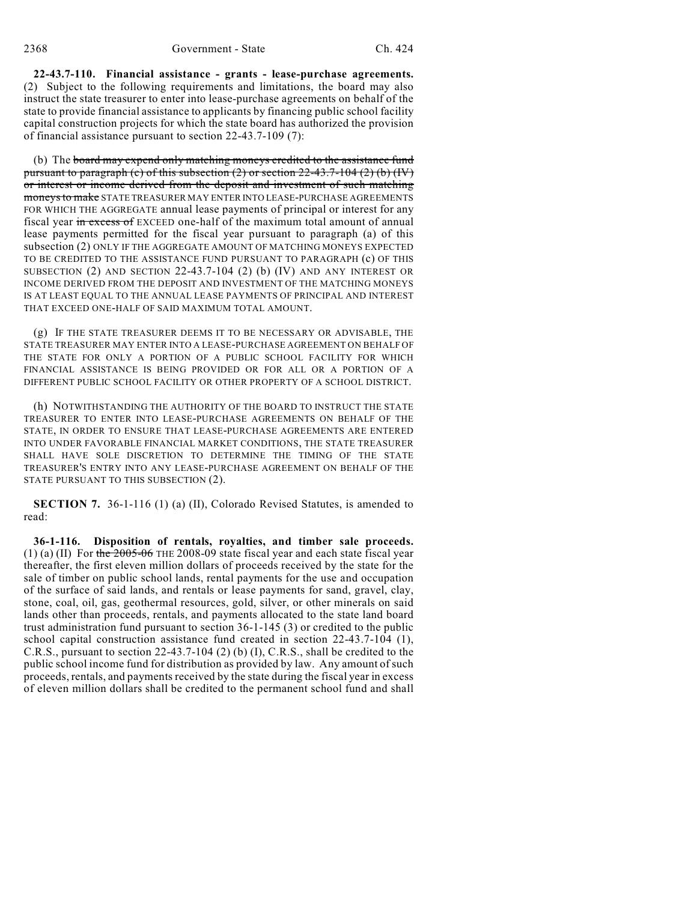**22-43.7-110. Financial assistance - grants - lease-purchase agreements.** (2) Subject to the following requirements and limitations, the board may also instruct the state treasurer to enter into lease-purchase agreements on behalf of the state to provide financial assistance to applicants by financing public school facility capital construction projects for which the state board has authorized the provision of financial assistance pursuant to section 22-43.7-109 (7):

(b) The ~~board may expend only matching moneys credited to the assistance fund pursuant to paragraph (c) of this subsection (2) or section 22-43.7-104 (2) (b) (IV) or interest or income derived from the deposit and investment of such matching moneys to make~~ STATE TREASURER MAY ENTER INTO LEASE-PURCHASE AGREEMENTS FOR WHICH THE AGGREGATE annual lease payments of principal or interest for any fiscal year ~~in excess of~~ EXCEED one-half of the maximum total amount of annual lease payments permitted for the fiscal year pursuant to paragraph (a) of this subsection (2) ONLY IF THE AGGREGATE AMOUNT OF MATCHING MONEYS EXPECTED TO BE CREDITED TO THE ASSISTANCE FUND PURSUANT TO PARAGRAPH (c) OF THIS SUBSECTION (2) AND SECTION 22-43.7-104 (2) (b) (IV) AND ANY INTEREST OR INCOME DERIVED FROM THE DEPOSIT AND INVESTMENT OF THE MATCHING MONEYS IS AT LEAST EQUAL TO THE ANNUAL LEASE PAYMENTS OF PRINCIPAL AND INTEREST THAT EXCEED ONE-HALF OF SAID MAXIMUM TOTAL AMOUNT.

(g) IF THE STATE TREASURER DEEMS IT TO BE NECESSARY OR ADVISABLE, THE STATE TREASURER MAY ENTER INTO A LEASE-PURCHASE AGREEMENT ON BEHALF OF THE STATE FOR ONLY A PORTION OF A PUBLIC SCHOOL FACILITY FOR WHICH FINANCIAL ASSISTANCE IS BEING PROVIDED OR FOR ALL OR A PORTION OF A DIFFERENT PUBLIC SCHOOL FACILITY OR OTHER PROPERTY OF A SCHOOL DISTRICT.

(h) NOTWITHSTANDING THE AUTHORITY OF THE BOARD TO INSTRUCT THE STATE TREASURER TO ENTER INTO LEASE-PURCHASE AGREEMENTS ON BEHALF OF THE STATE, IN ORDER TO ENSURE THAT LEASE-PURCHASE AGREEMENTS ARE ENTERED INTO UNDER FAVORABLE FINANCIAL MARKET CONDITIONS, THE STATE TREASURER SHALL HAVE SOLE DISCRETION TO DETERMINE THE TIMING OF THE STATE TREASURER'S ENTRY INTO ANY LEASE-PURCHASE AGREEMENT ON BEHALF OF THE STATE PURSUANT TO THIS SUBSECTION (2).

**SECTION 7.** 36-1-116 (1) (a) (II), Colorado Revised Statutes, is amended to read:

**36-1-116. Disposition of rentals, royalties, and timber sale proceeds.** (1) (a) (II) For ~~the 2005-06~~ THE 2008-09 state fiscal year and each state fiscal year thereafter, the first eleven million dollars of proceeds received by the state for the sale of timber on public school lands, rental payments for the use and occupation of the surface of said lands, and rentals or lease payments for sand, gravel, clay, stone, coal, oil, gas, geothermal resources, gold, silver, or other minerals on said lands other than proceeds, rentals, and payments allocated to the state land board trust administration fund pursuant to section 36-1-145 (3) or credited to the public school capital construction assistance fund created in section 22-43.7-104 (1), C.R.S., pursuant to section 22-43.7-104 (2) (b) (I), C.R.S., shall be credited to the public school income fund for distribution as provided by law. Any amount of such proceeds, rentals, and payments received by the state during the fiscal year in excess of eleven million dollars shall be credited to the permanent school fund and shall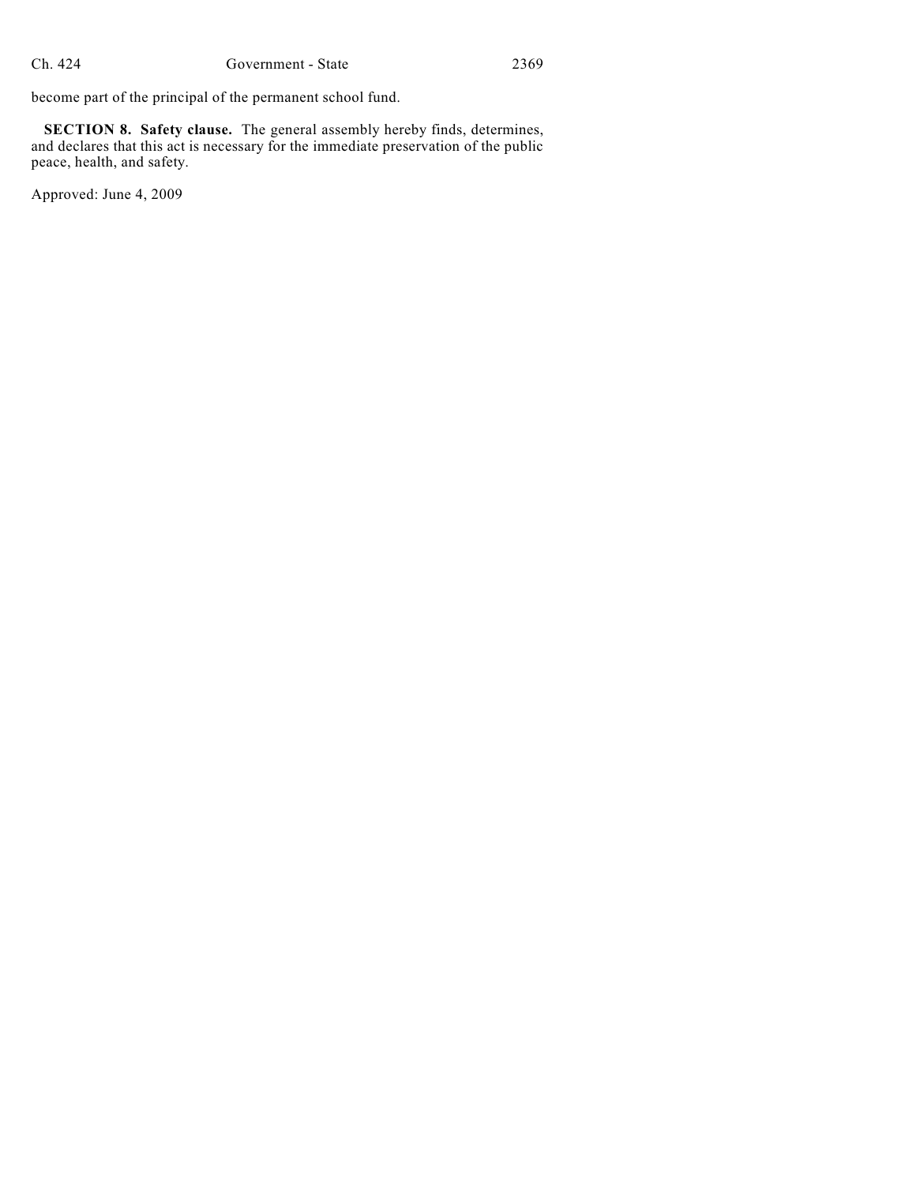become part of the principal of the permanent school fund.

**SECTION 8. Safety clause.** The general assembly hereby finds, determines, and declares that this act is necessary for the immediate preservation of the public peace, health, and safety.

Approved: June 4, 2009